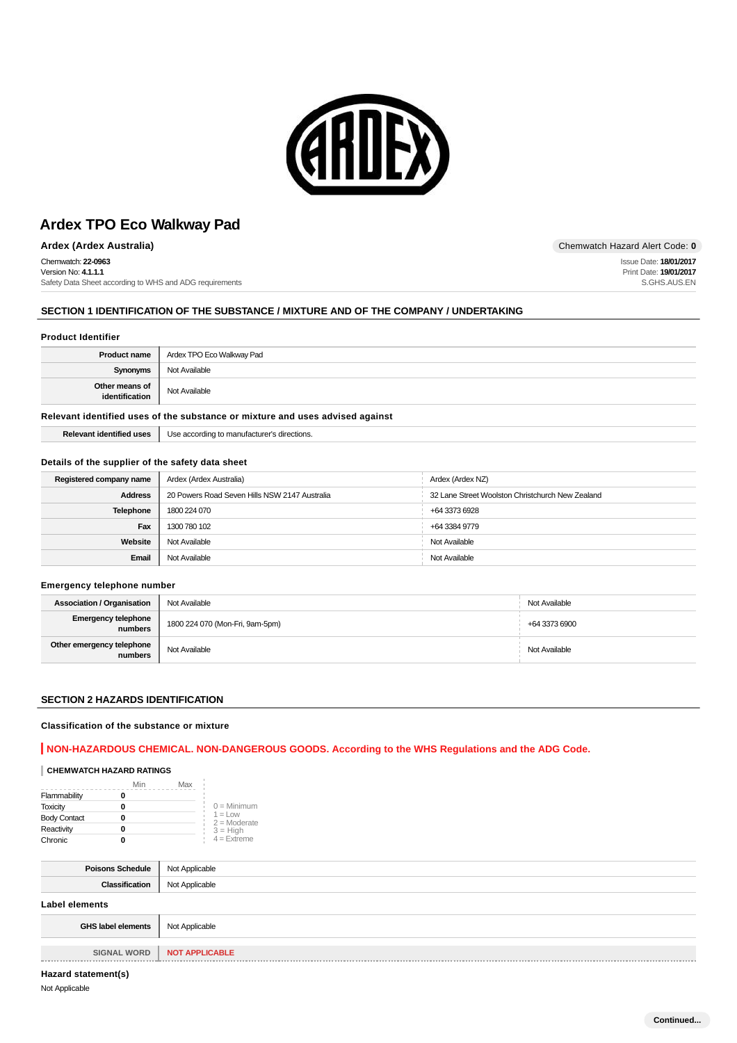# Ardex TPO Eco Walkway Pad

**Ardex (Ardex Australia)**

Chemwatch Hazard Alert Code: **0**

Chemwatch: **22-0963**
Version No: **4.1.1.1**
Safety Data Sheet according to WHS and ADG requirements

Issue Date: **18/01/2017**
Print Date: **19/01/2017**
S.GHS.AUS.EN

## SECTION 1 IDENTIFICATION OF THE SUBSTANCE / MIXTURE AND OF THE COMPANY / UNDERTAKING

### Product Identifier

| | |
|---|---|
| **Product name** | Ardex TPO Eco Walkway Pad |
| **Synonyms** | Not Available |
| **Other means of identification** | Not Available |

### Relevant identified uses of the substance or mixture and uses advised against

| | |
|---|---|
| **Relevant identified uses** | Use according to manufacturer's directions. |

### Details of the supplier of the safety data sheet

| | | |
|---|---|---|
| **Registered company name** | Ardex (Ardex Australia) | Ardex (Ardex NZ) |
| **Address** | 20 Powers Road Seven Hills NSW 2147 Australia | 32 Lane Street Woolston Christchurch New Zealand |
| **Telephone** | 1800 224 070 | +64 3373 6928 |
| **Fax** | 1300 780 102 | +64 3384 9779 |
| **Website** | Not Available | Not Available |
| **Email** | Not Available | Not Available |

### Emergency telephone number

| | | |
|---|---|---|
| **Association / Organisation** | Not Available | Not Available |
| **Emergency telephone numbers** | 1800 224 070 (Mon-Fri, 9am-5pm) | +64 3373 6900 |
| **Other emergency telephone numbers** | Not Available | Not Available |

## SECTION 2 HAZARDS IDENTIFICATION

### Classification of the substance or mixture

**NON-HAZARDOUS CHEMICAL. NON-DANGEROUS GOODS. According to the WHS Regulations and the ADG Code.**

#### CHEMWATCH HAZARD RATINGS

| | Min | Max |
|---|---|---|
| Flammability | 0 | |
| Toxicity | 0 | |
| Body Contact | 0 | |
| Reactivity | 0 | |
| Chronic | 0 | |

0 = Minimum
1 = Low
2 = Moderate
3 = High
4 = Extreme

| | |
|---|---|
| **Poisons Schedule** | Not Applicable |
| **Classification** | Not Applicable |

### Label elements

| | |
|---|---|
| **GHS label elements** | Not Applicable |
| **SIGNAL WORD** | **NOT APPLICABLE** |

### Hazard statement(s)

Not Applicable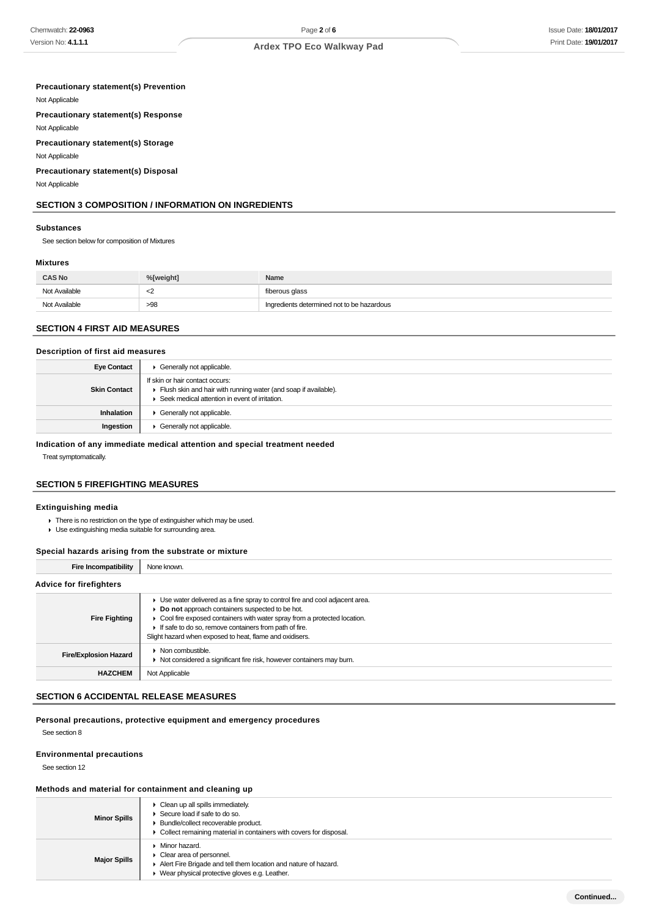**Precautionary statement(s) Prevention**

Not Applicable

**Precautionary statement(s) Response**

Not Applicable

**Precautionary statement(s) Storage**

Not Applicable

**Precautionary statement(s) Disposal**

Not Applicable

## SECTION 3 COMPOSITION / INFORMATION ON INGREDIENTS

### Substances

See section below for composition of Mixtures

### Mixtures

| CAS No | %[weight] | Name |
|---|---|---|
| Not Available | <2 | fiberous glass |
| Not Available | >98 | Ingredients determined not to be hazardous |

## SECTION 4 FIRST AID MEASURES

### Description of first aid measures

| | |
|---|---|
| **Eye Contact** | ▸ Generally not applicable. |
| **Skin Contact** | If skin or hair contact occurs:<br>▸ Flush skin and hair with running water (and soap if available).<br>▸ Seek medical attention in event of irritation. |
| **Inhalation** | ▸ Generally not applicable. |
| **Ingestion** | ▸ Generally not applicable. |

### Indication of any immediate medical attention and special treatment needed

Treat symptomatically.

## SECTION 5 FIREFIGHTING MEASURES

### Extinguishing media

- There is no restriction on the type of extinguisher which may be used.
- Use extinguishing media suitable for surrounding area.

### Special hazards arising from the substrate or mixture

| | |
|---|---|
| **Fire Incompatibility** | None known. |

### Advice for firefighters

| | |
|---|---|
| **Fire Fighting** | ▸ Use water delivered as a fine spray to control fire and cool adjacent area.<br>▸ **Do not** approach containers suspected to be hot.<br>▸ Cool fire exposed containers with water spray from a protected location.<br>▸ If safe to do so, remove containers from path of fire.<br>Slight hazard when exposed to heat, flame and oxidisers. |
| **Fire/Explosion Hazard** | ▸ Non combustible.<br>▸ Not considered a significant fire risk, however containers may burn. |
| **HAZCHEM** | Not Applicable |

## SECTION 6 ACCIDENTAL RELEASE MEASURES

### Personal precautions, protective equipment and emergency procedures

See section 8

### Environmental precautions

See section 12

### Methods and material for containment and cleaning up

| | |
|---|---|
| **Minor Spills** | ▸ Clean up all spills immediately.<br>▸ Secure load if safe to do so.<br>▸ Bundle/collect recoverable product.<br>▸ Collect remaining material in containers with covers for disposal. |
| **Major Spills** | ▸ Minor hazard.<br>▸ Clear area of personnel.<br>▸ Alert Fire Brigade and tell them location and nature of hazard.<br>▸ Wear physical protective gloves e.g. Leather. |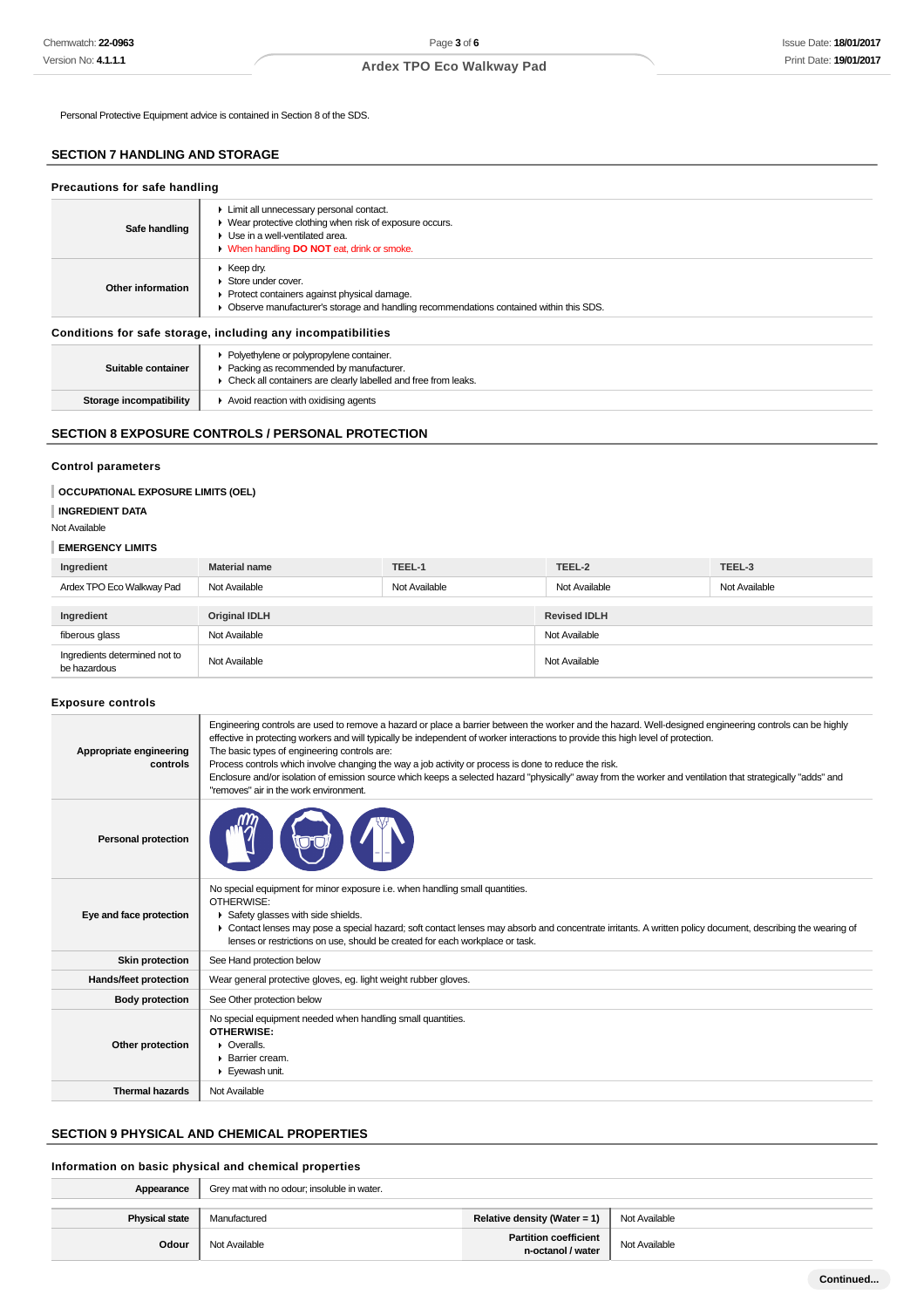Personal Protective Equipment advice is contained in Section 8 of the SDS.

## SECTION 7 HANDLING AND STORAGE

### Precautions for safe handling

| | |
|---|---|
| **Safe handling** | ▸ Limit all unnecessary personal contact.<br>▸ Wear protective clothing when risk of exposure occurs.<br>▸ Use in a well-ventilated area.<br>▸ When handling **DO NOT** eat, drink or smoke. |
| **Other information** | ▸ Keep dry.<br>▸ Store under cover.<br>▸ Protect containers against physical damage.<br>▸ Observe manufacturer's storage and handling recommendations contained within this SDS. |

### Conditions for safe storage, including any incompatibilities

| | |
|---|---|
| **Suitable container** | ▸ Polyethylene or polypropylene container.<br>▸ Packing as recommended by manufacturer.<br>▸ Check all containers are clearly labelled and free from leaks. |
| **Storage incompatibility** | ▸ Avoid reaction with oxidising agents |

## SECTION 8 EXPOSURE CONTROLS / PERSONAL PROTECTION

### Control parameters

**OCCUPATIONAL EXPOSURE LIMITS (OEL)**

**INGREDIENT DATA**

Not Available

**EMERGENCY LIMITS**

| Ingredient | Material name | TEEL-1 | TEEL-2 | TEEL-3 |
|---|---|---|---|---|
| Ardex TPO Eco Walkway Pad | Not Available | Not Available | Not Available | Not Available |

| Ingredient | Original IDLH | Revised IDLH |
|---|---|---|
| fiberous glass | Not Available | Not Available |
| Ingredients determined not to be hazardous | Not Available | Not Available |

### Exposure controls

| | |
|---|---|
| **Appropriate engineering controls** | Engineering controls are used to remove a hazard or place a barrier between the worker and the hazard. Well-designed engineering controls can be highly effective in protecting workers and will typically be independent of worker interactions to provide this high level of protection.<br>The basic types of engineering controls are:<br>Process controls which involve changing the way a job activity or process is done to reduce the risk.<br>Enclosure and/or isolation of emission source which keeps a selected hazard "physically" away from the worker and ventilation that strategically "adds" and "removes" air in the work environment. |
| **Personal protection** | |
| **Eye and face protection** | No special equipment for minor exposure i.e. when handling small quantities.<br>OTHERWISE:<br>▸ Safety glasses with side shields.<br>▸ Contact lenses may pose a special hazard; soft contact lenses may absorb and concentrate irritants. A written policy document, describing the wearing of lenses or restrictions on use, should be created for each workplace or task. |
| **Skin protection** | See Hand protection below |
| **Hands/feet protection** | Wear general protective gloves, eg. light weight rubber gloves. |
| **Body protection** | See Other protection below |
| **Other protection** | No special equipment needed when handling small quantities.<br>**OTHERWISE:**<br>▸ Overalls.<br>▸ Barrier cream.<br>▸ Eyewash unit. |
| **Thermal hazards** | Not Available |

## SECTION 9 PHYSICAL AND CHEMICAL PROPERTIES

### Information on basic physical and chemical properties

| | | | |
|---|---|---|---|
| **Appearance** | Grey mat with no odour; insoluble in water. | | |
| **Physical state** | Manufactured | **Relative density (Water = 1)** | Not Available |
| **Odour** | Not Available | **Partition coefficient n-octanol / water** | Not Available |

Continued...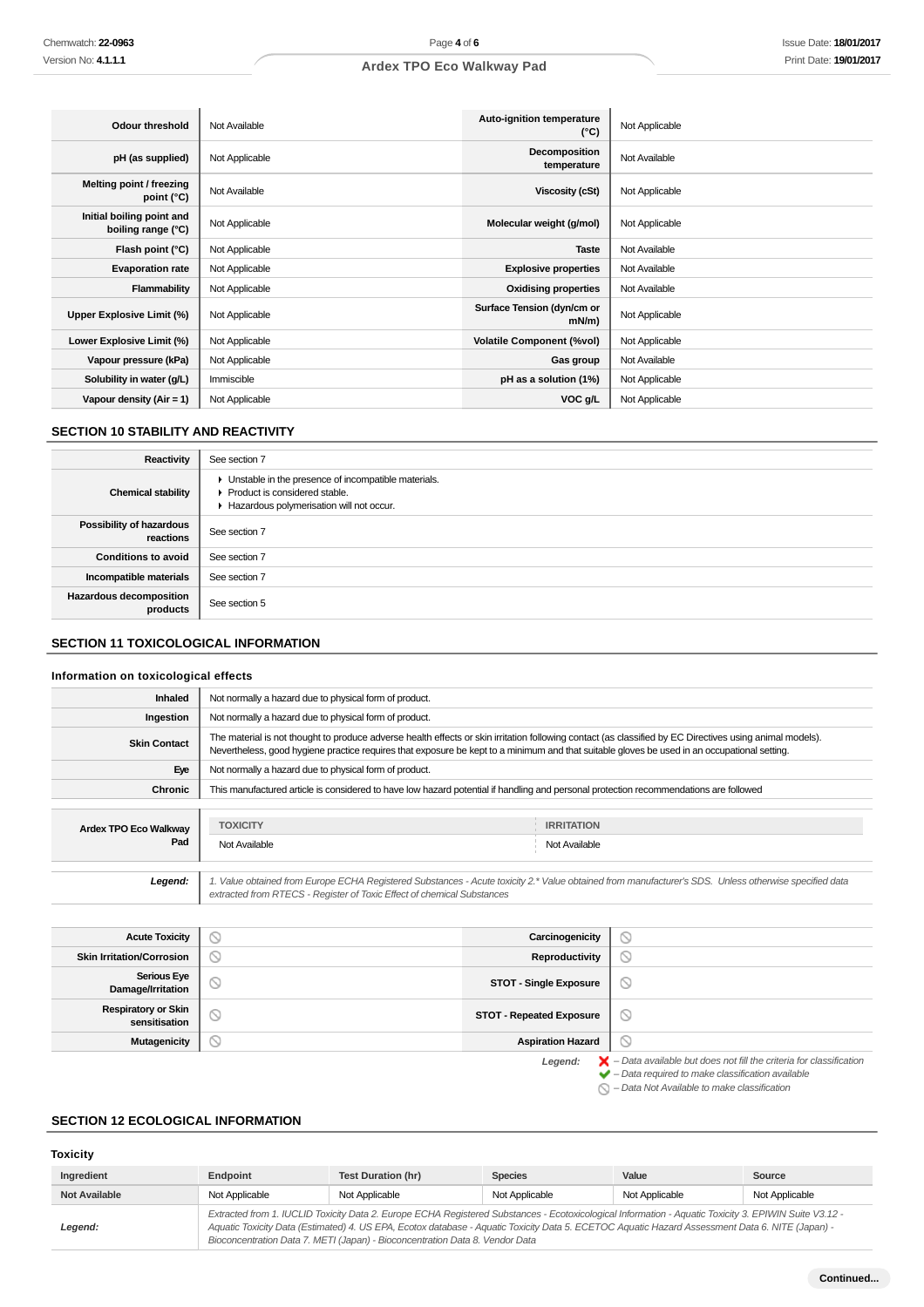| | | | |
|---|---|---|---|
| **Odour threshold** | Not Available | **Auto-ignition temperature (°C)** | Not Applicable |
| **pH (as supplied)** | Not Applicable | **Decomposition temperature** | Not Available |
| **Melting point / freezing point (°C)** | Not Available | **Viscosity (cSt)** | Not Applicable |
| **Initial boiling point and boiling range (°C)** | Not Applicable | **Molecular weight (g/mol)** | Not Applicable |
| **Flash point (°C)** | Not Applicable | **Taste** | Not Available |
| **Evaporation rate** | Not Applicable | **Explosive properties** | Not Available |
| **Flammability** | Not Applicable | **Oxidising properties** | Not Available |
| **Upper Explosive Limit (%)** | Not Applicable | **Surface Tension (dyn/cm or mN/m)** | Not Applicable |
| **Lower Explosive Limit (%)** | Not Applicable | **Volatile Component (%vol)** | Not Applicable |
| **Vapour pressure (kPa)** | Not Applicable | **Gas group** | Not Available |
| **Solubility in water (g/L)** | Immiscible | **pH as a solution (1%)** | Not Applicable |
| **Vapour density (Air = 1)** | Not Applicable | **VOC g/L** | Not Applicable |

## SECTION 10 STABILITY AND REACTIVITY

| | |
|---|---|
| **Reactivity** | See section 7 |
| **Chemical stability** | ▸ Unstable in the presence of incompatible materials.<br>▸ Product is considered stable.<br>▸ Hazardous polymerisation will not occur. |
| **Possibility of hazardous reactions** | See section 7 |
| **Conditions to avoid** | See section 7 |
| **Incompatible materials** | See section 7 |
| **Hazardous decomposition products** | See section 5 |

## SECTION 11 TOXICOLOGICAL INFORMATION

### Information on toxicological effects

| | |
|---|---|
| **Inhaled** | Not normally a hazard due to physical form of product. |
| **Ingestion** | Not normally a hazard due to physical form of product. |
| **Skin Contact** | The material is not thought to produce adverse health effects or skin irritation following contact (as classified by EC Directives using animal models). Nevertheless, good hygiene practice requires that exposure be kept to a minimum and that suitable gloves be used in an occupational setting. |
| **Eye** | Not normally a hazard due to physical form of product. |
| **Chronic** | This manufactured article is considered to have low hazard potential if handling and personal protection recommendations are followed |

| | TOXICITY | IRRITATION |
|---|---|---|
| **Ardex TPO Eco Walkway Pad** | Not Available | Not Available |

***Legend:*** *1. Value obtained from Europe ECHA Registered Substances - Acute toxicity 2.\* Value obtained from manufacturer's SDS. Unless otherwise specified data extracted from RTECS - Register of Toxic Effect of chemical Substances*

| | | | |
|---|---|---|---|
| **Acute Toxicity** | ⃠ | **Carcinogenicity** | ⃠ |
| **Skin Irritation/Corrosion** | ⃠ | **Reproductivity** | ⃠ |
| **Serious Eye Damage/Irritation** | ⃠ | **STOT - Single Exposure** | ⃠ |
| **Respiratory or Skin sensitisation** | ⃠ | **STOT - Repeated Exposure** | ⃠ |
| **Mutagenicity** | ⃠ | **Aspiration Hazard** | ⃠ |

***Legend:***
- ✗ *– Data available but does not fill the criteria for classification*
- ✔ *– Data required to make classification available*
- ⃠ *– Data Not Available to make classification*

## SECTION 12 ECOLOGICAL INFORMATION

### Toxicity

| Ingredient | Endpoint | Test Duration (hr) | Species | Value | Source |
|---|---|---|---|---|---|
| **Not Available** | Not Applicable | Not Applicable | Not Applicable | Not Applicable | Not Applicable |
| ***Legend:*** | *Extracted from 1. IUCLID Toxicity Data 2. Europe ECHA Registered Substances - Ecotoxicological Information - Aquatic Toxicity 3. EPIWIN Suite V3.12 - Aquatic Toxicity Data (Estimated) 4. US EPA, Ecotox database - Aquatic Toxicity Data 5. ECETOC Aquatic Hazard Assessment Data 6. NITE (Japan) - Bioconcentration Data 7. METI (Japan) - Bioconcentration Data 8. Vendor Data* | | | | |

**Continued...**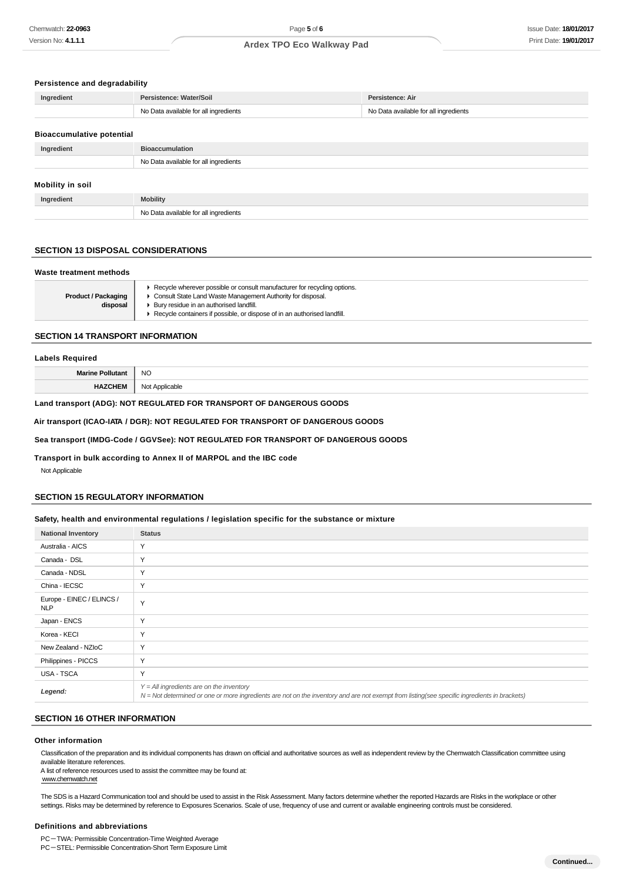### Persistence and degradability

| Ingredient | Persistence: Water/Soil | Persistence: Air |
|---|---|---|
| | No Data available for all ingredients | No Data available for all ingredients |

### Bioaccumulative potential

| Ingredient | Bioaccumulation |
|---|---|
| | No Data available for all ingredients |

### Mobility in soil

| Ingredient | Mobility |
|---|---|
| | No Data available for all ingredients |

## SECTION 13 DISPOSAL CONSIDERATIONS

### Waste treatment methods

| | |
|---|---|
| **Product / Packaging disposal** | ▸ Recycle wherever possible or consult manufacturer for recycling options.<br>▸ Consult State Land Waste Management Authority for disposal.<br>▸ Bury residue in an authorised landfill.<br>▸ Recycle containers if possible, or dispose of in an authorised landfill. |

## SECTION 14 TRANSPORT INFORMATION

### Labels Required

| | |
|---|---|
| **Marine Pollutant** | NO |
| **HAZCHEM** | Not Applicable |

**Land transport (ADG): NOT REGULATED FOR TRANSPORT OF DANGEROUS GOODS**

**Air transport (ICAO-IATA / DGR): NOT REGULATED FOR TRANSPORT OF DANGEROUS GOODS**

**Sea transport (IMDG-Code / GGVSee): NOT REGULATED FOR TRANSPORT OF DANGEROUS GOODS**

**Transport in bulk according to Annex II of MARPOL and the IBC code**

Not Applicable

## SECTION 15 REGULATORY INFORMATION

### Safety, health and environmental regulations / legislation specific for the substance or mixture

| National Inventory | Status |
|---|---|
| Australia - AICS | Y |
| Canada - DSL | Y |
| Canada - NDSL | Y |
| China - IECSC | Y |
| Europe - EINEC / ELINCS / NLP | Y |
| Japan - ENCS | Y |
| Korea - KECI | Y |
| New Zealand - NZIoC | Y |
| Philippines - PICCS | Y |
| USA - TSCA | Y |
| ***Legend:*** | *Y = All ingredients are on the inventory*<br>*N = Not determined or one or more ingredients are not on the inventory and are not exempt from listing(see specific ingredients in brackets)* |

## SECTION 16 OTHER INFORMATION

### Other information

Classification of the preparation and its individual components has drawn on official and authoritative sources as well as independent review by the Chemwatch Classification committee using available literature references.

A list of reference resources used to assist the committee may be found at:

www.chemwatch.net

The SDS is a Hazard Communication tool and should be used to assist in the Risk Assessment. Many factors determine whether the reported Hazards are Risks in the workplace or other settings. Risks may be determined by reference to Exposures Scenarios. Scale of use, frequency of use and current or available engineering controls must be considered.

### Definitions and abbreviations

PC－TWA: Permissible Concentration-Time Weighted Average

PC－STEL: Permissible Concentration-Short Term Exposure Limit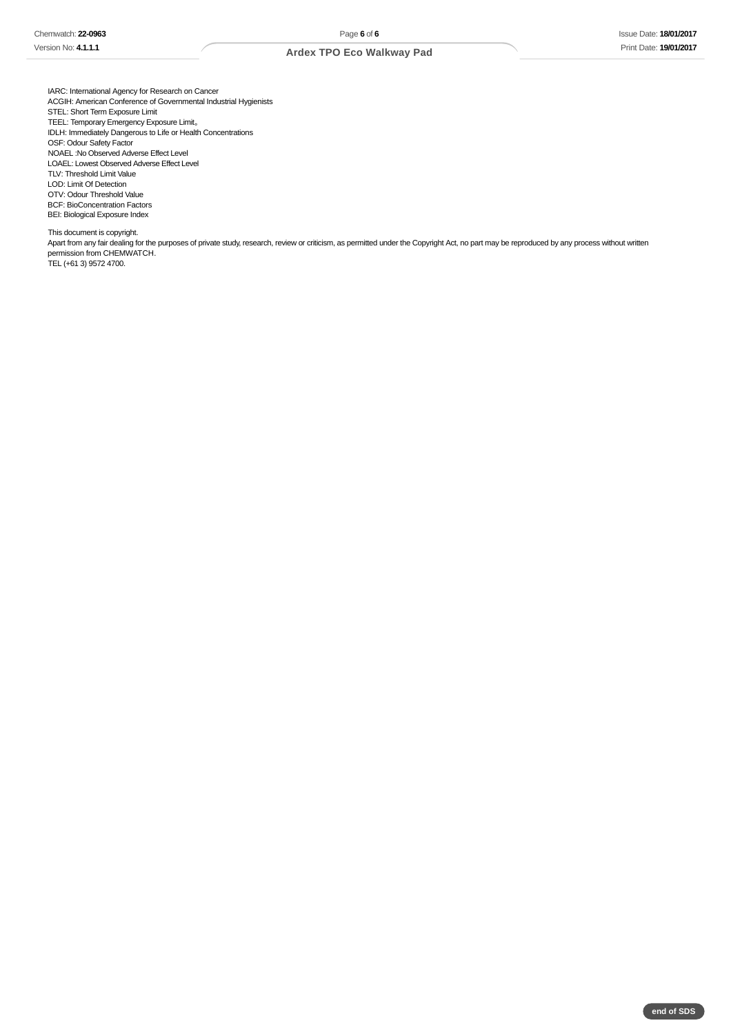IARC: International Agency for Research on Cancer
ACGIH: American Conference of Governmental Industrial Hygienists
STEL: Short Term Exposure Limit
TEEL: Temporary Emergency Exposure Limit。
IDLH: Immediately Dangerous to Life or Health Concentrations
OSF: Odour Safety Factor
NOAEL :No Observed Adverse Effect Level
LOAEL: Lowest Observed Adverse Effect Level
TLV: Threshold Limit Value
LOD: Limit Of Detection
OTV: Odour Threshold Value
BCF: BioConcentration Factors
BEI: Biological Exposure Index

This document is copyright.
Apart from any fair dealing for the purposes of private study, research, review or criticism, as permitted under the Copyright Act, no part may be reproduced by any process without written permission from CHEMWATCH.
TEL (+61 3) 9572 4700.

end of SDS